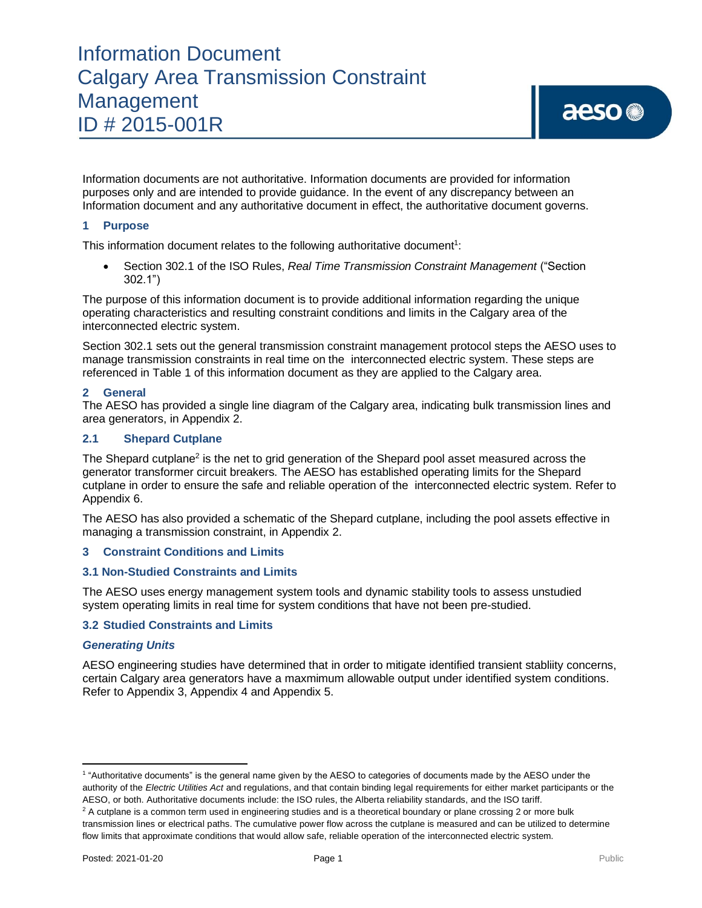# Information Document
# Calgary Area Transmission Constraint Management
# ID # 2015-001R

Information documents are not authoritative. Information documents are provided for information purposes only and are intended to provide guidance. In the event of any discrepancy between an Information document and any authoritative document in effect, the authoritative document governs.

## 1 Purpose

This information document relates to the following authoritative document[1]:

- Section 302.1 of the ISO Rules, *Real Time Transmission Constraint Management* ("Section 302.1")

The purpose of this information document is to provide additional information regarding the unique operating characteristics and resulting constraint conditions and limits in the Calgary area of the interconnected electric system.

Section 302.1 sets out the general transmission constraint management protocol steps the AESO uses to manage transmission constraints in real time on the interconnected electric system. These steps are referenced in Table 1 of this information document as they are applied to the Calgary area.

## 2 General

The AESO has provided a single line diagram of the Calgary area, indicating bulk transmission lines and area generators, in Appendix 2.

### 2.1 Shepard Cutplane

The Shepard cutplane[2] is the net to grid generation of the Shepard pool asset measured across the generator transformer circuit breakers. The AESO has established operating limits for the Shepard cutplane in order to ensure the safe and reliable operation of the interconnected electric system. Refer to Appendix 6.

The AESO has also provided a schematic of the Shepard cutplane, including the pool assets effective in managing a transmission constraint, in Appendix 2.

## 3 Constraint Conditions and Limits

### 3.1 Non-Studied Constraints and Limits

The AESO uses energy management system tools and dynamic stability tools to assess unstudied system operating limits in real time for system conditions that have not been pre-studied.

### 3.2 Studied Constraints and Limits

#### *Generating Units*

AESO engineering studies have determined that in order to mitigate identified transient stabliity concerns, certain Calgary area generators have a maxmimum allowable output under identified system conditions. Refer to Appendix 3, Appendix 4 and Appendix 5.

---

[1] "Authoritative documents" is the general name given by the AESO to categories of documents made by the AESO under the authority of the *Electric Utilities Act* and regulations, and that contain binding legal requirements for either market participants or the AESO, or both. Authoritative documents include: the ISO rules, the Alberta reliability standards, and the ISO tariff.

[2] A cutplane is a common term used in engineering studies and is a theoretical boundary or plane crossing 2 or more bulk transmission lines or electrical paths. The cumulative power flow across the cutplane is measured and can be utilized to determine flow limits that approximate conditions that would allow safe, reliable operation of the interconnected electric system.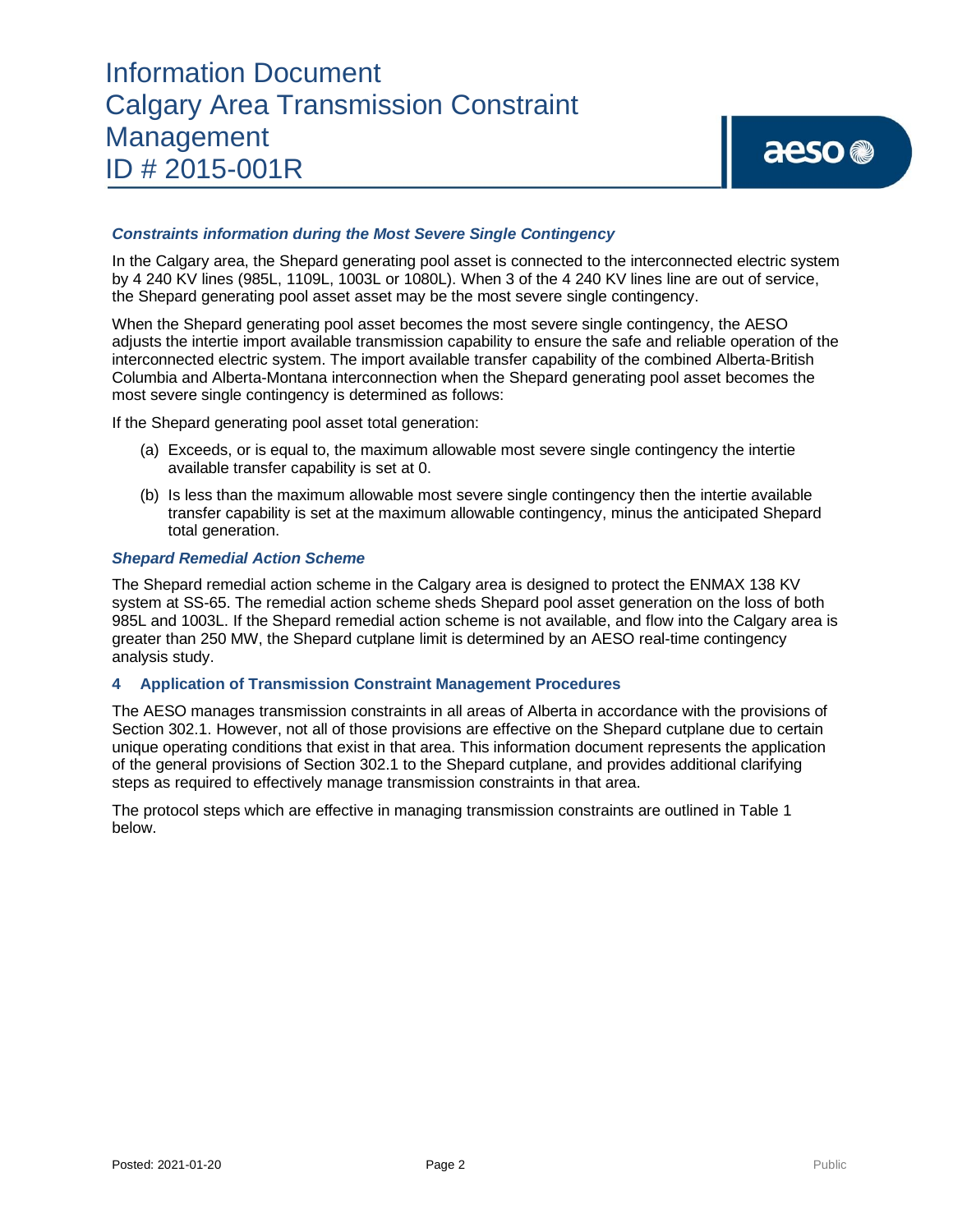### *Constraints information during the Most Severe Single Contingency*

In the Calgary area, the Shepard generating pool asset is connected to the interconnected electric system by 4 240 KV lines (985L, 1109L, 1003L or 1080L). When 3 of the 4 240 KV lines line are out of service, the Shepard generating pool asset asset may be the most severe single contingency.

When the Shepard generating pool asset becomes the most severe single contingency, the AESO adjusts the intertie import available transmission capability to ensure the safe and reliable operation of the interconnected electric system. The import available transfer capability of the combined Alberta-British Columbia and Alberta-Montana interconnection when the Shepard generating pool asset becomes the most severe single contingency is determined as follows:

If the Shepard generating pool asset total generation:

(a) Exceeds, or is equal to, the maximum allowable most severe single contingency the intertie available transfer capability is set at 0.

(b) Is less than the maximum allowable most severe single contingency then the intertie available transfer capability is set at the maximum allowable contingency, minus the anticipated Shepard total generation.

### *Shepard Remedial Action Scheme*

The Shepard remedial action scheme in the Calgary area is designed to protect the ENMAX 138 KV system at SS-65. The remedial action scheme sheds Shepard pool asset generation on the loss of both 985L and 1003L. If the Shepard remedial action scheme is not available, and flow into the Calgary area is greater than 250 MW, the Shepard cutplane limit is determined by an AESO real-time contingency analysis study.

## 4 Application of Transmission Constraint Management Procedures

The AESO manages transmission constraints in all areas of Alberta in accordance with the provisions of Section 302.1. However, not all of those provisions are effective on the Shepard cutplane due to certain unique operating conditions that exist in that area. This information document represents the application of the general provisions of Section 302.1 to the Shepard cutplane, and provides additional clarifying steps as required to effectively manage transmission constraints in that area.

The protocol steps which are effective in managing transmission constraints are outlined in Table 1 below.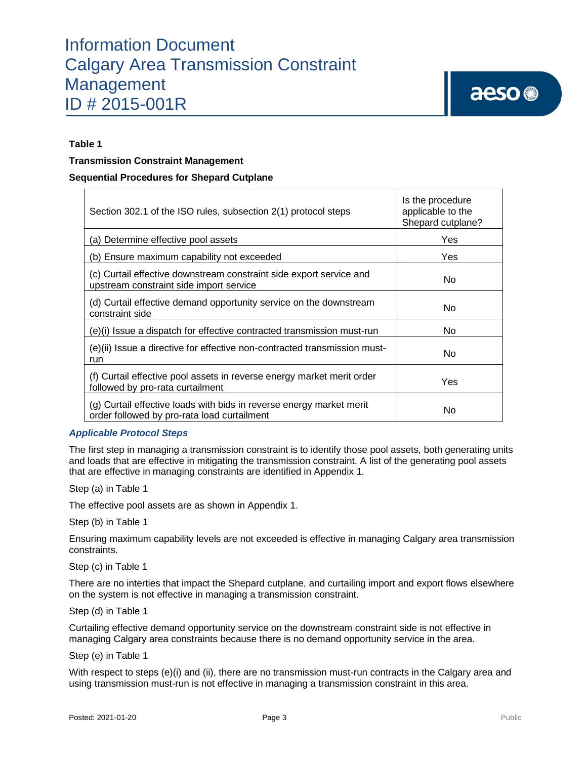**Table 1**

**Transmission Constraint Management**

**Sequential Procedures for Shepard Cutplane**

| Section 302.1 of the ISO rules, subsection 2(1) protocol steps | Is the procedure applicable to the Shepard cutplane? |
|---|---|
| (a) Determine effective pool assets | Yes |
| (b) Ensure maximum capability not exceeded | Yes |
| (c) Curtail effective downstream constraint side export service and upstream constraint side import service | No |
| (d) Curtail effective demand opportunity service on the downstream constraint side | No |
| (e)(i) Issue a dispatch for effective contracted transmission must-run | No |
| (e)(ii) Issue a directive for effective non-contracted transmission must-run | No |
| (f) Curtail effective pool assets in reverse energy market merit order followed by pro-rata curtailment | Yes |
| (g) Curtail effective loads with bids in reverse energy market merit order followed by pro-rata load curtailment | No |

### *Applicable Protocol Steps*

The first step in managing a transmission constraint is to identify those pool assets, both generating units and loads that are effective in mitigating the transmission constraint. A list of the generating pool assets that are effective in managing constraints are identified in Appendix 1.

Step (a) in Table 1

The effective pool assets are as shown in Appendix 1.

Step (b) in Table 1

Ensuring maximum capability levels are not exceeded is effective in managing Calgary area transmission constraints.

Step (c) in Table 1

There are no interties that impact the Shepard cutplane, and curtailing import and export flows elsewhere on the system is not effective in managing a transmission constraint.

Step (d) in Table 1

Curtailing effective demand opportunity service on the downstream constraint side is not effective in managing Calgary area constraints because there is no demand opportunity service in the area.

Step (e) in Table 1

With respect to steps (e)(i) and (ii), there are no transmission must-run contracts in the Calgary area and using transmission must-run is not effective in managing a transmission constraint in this area.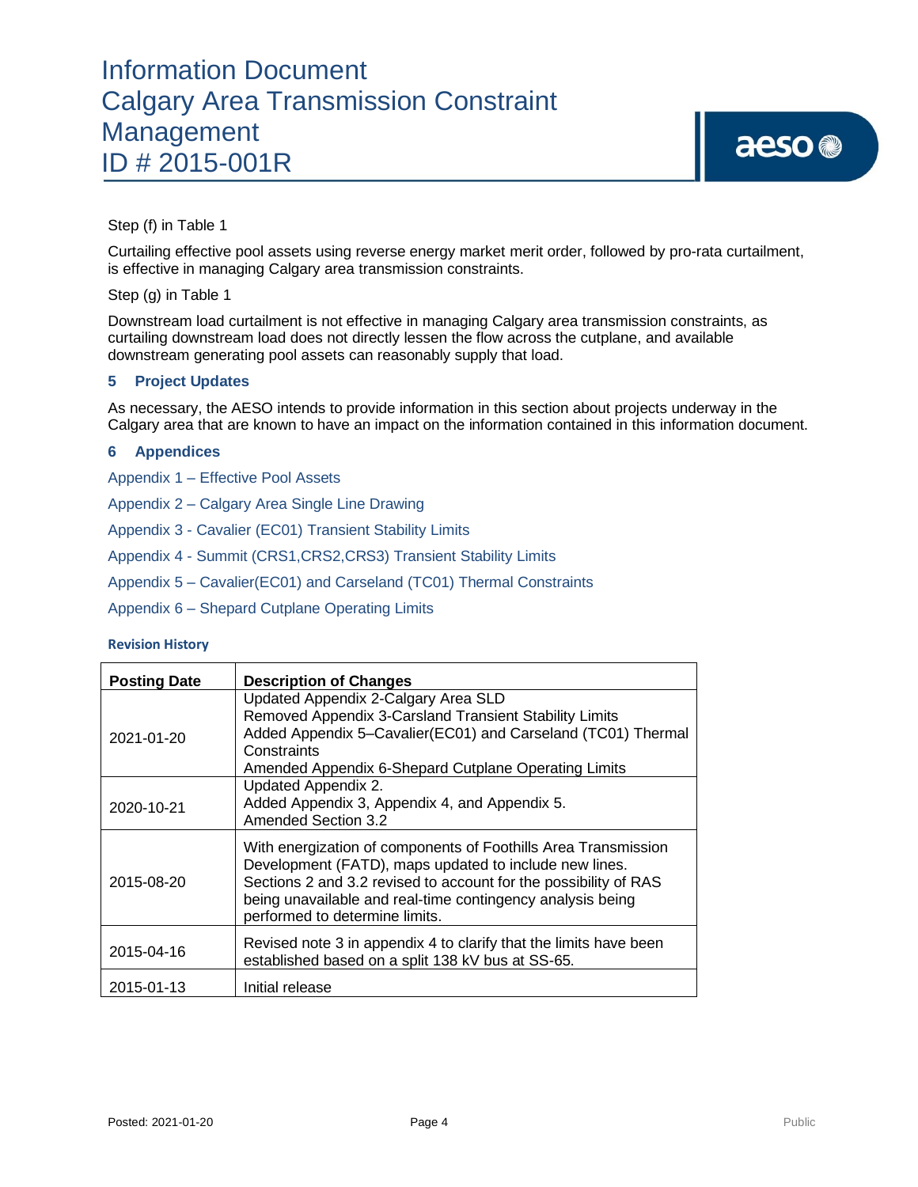Step (f) in Table 1

Curtailing effective pool assets using reverse energy market merit order, followed by pro-rata curtailment, is effective in managing Calgary area transmission constraints.

Step (g) in Table 1

Downstream load curtailment is not effective in managing Calgary area transmission constraints, as curtailing downstream load does not directly lessen the flow across the cutplane, and available downstream generating pool assets can reasonably supply that load.

## 5 Project Updates

As necessary, the AESO intends to provide information in this section about projects underway in the Calgary area that are known to have an impact on the information contained in this information document.

## 6 Appendices

Appendix 1 – Effective Pool Assets

Appendix 2 – Calgary Area Single Line Drawing

Appendix 3 - Cavalier (EC01) Transient Stability Limits

Appendix 4 - Summit (CRS1,CRS2,CRS3) Transient Stability Limits

Appendix 5 – Cavalier(EC01) and Carseland (TC01) Thermal Constraints

Appendix 6 – Shepard Cutplane Operating Limits

**Revision History**

| Posting Date | Description of Changes |
|---|---|
| 2021-01-20 | Updated Appendix 2-Calgary Area SLD<br>Removed Appendix 3-Carsland Transient Stability Limits<br>Added Appendix 5–Cavalier(EC01) and Carseland (TC01) Thermal Constraints<br>Amended Appendix 6-Shepard Cutplane Operating Limits |
| 2020-10-21 | Updated Appendix 2.<br>Added Appendix 3, Appendix 4, and Appendix 5.<br>Amended Section 3.2 |
| 2015-08-20 | With energization of components of Foothills Area Transmission Development (FATD), maps updated to include new lines.<br>Sections 2 and 3.2 revised to account for the possibility of RAS being unavailable and real-time contingency analysis being performed to determine limits. |
| 2015-04-16 | Revised note 3 in appendix 4 to clarify that the limits have been established based on a split 138 kV bus at SS-65. |
| 2015-01-13 | Initial release |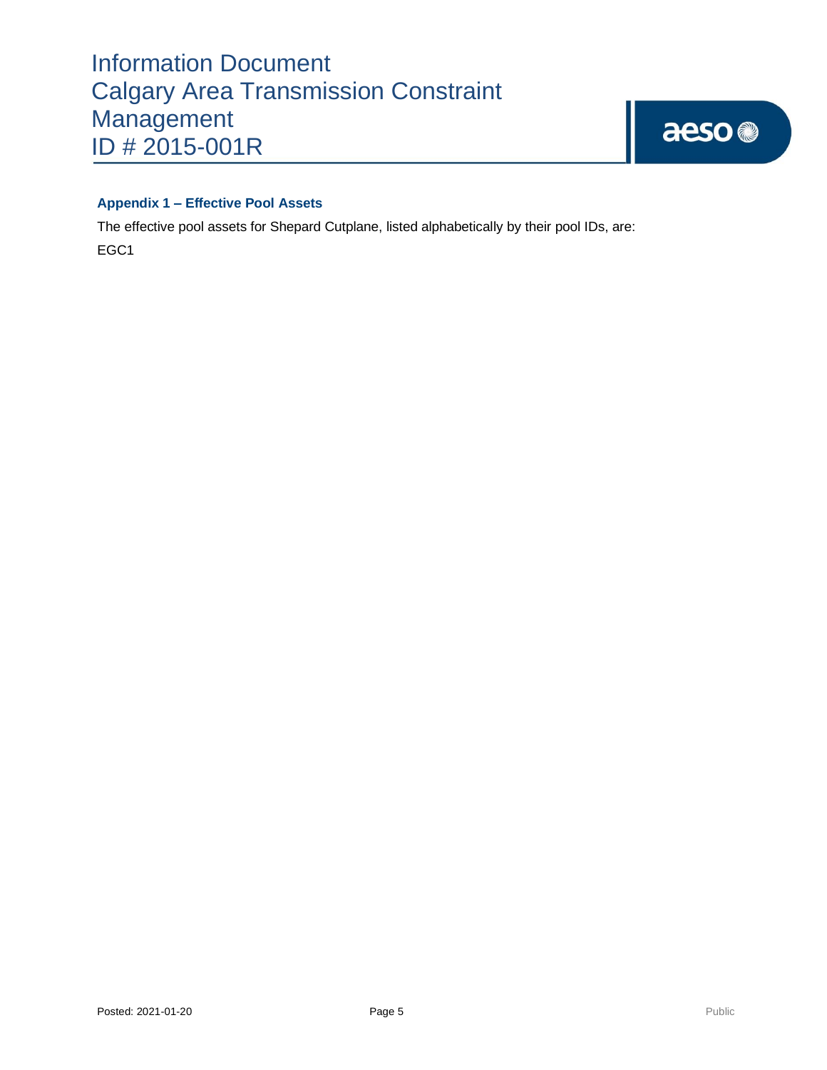### Appendix 1 – Effective Pool Assets

The effective pool assets for Shepard Cutplane, listed alphabetically by their pool IDs, are:

EGC1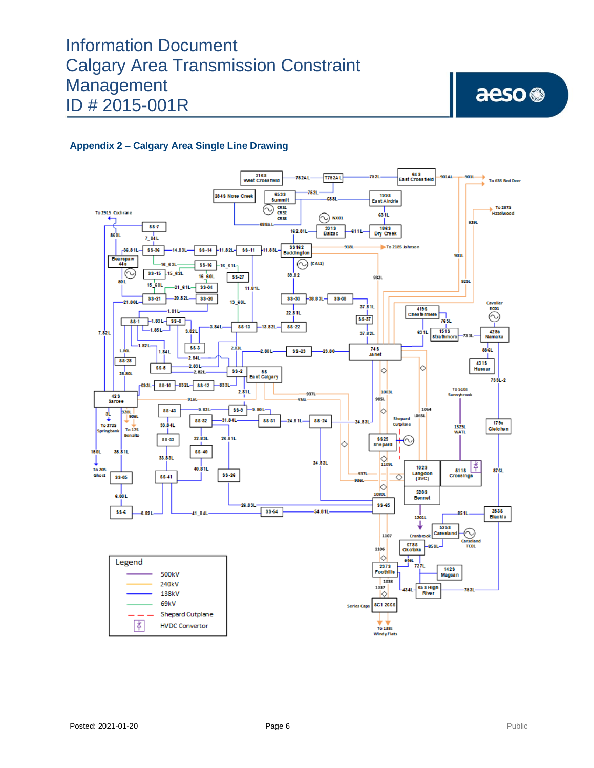## Appendix 2 – Calgary Area Single Line Drawing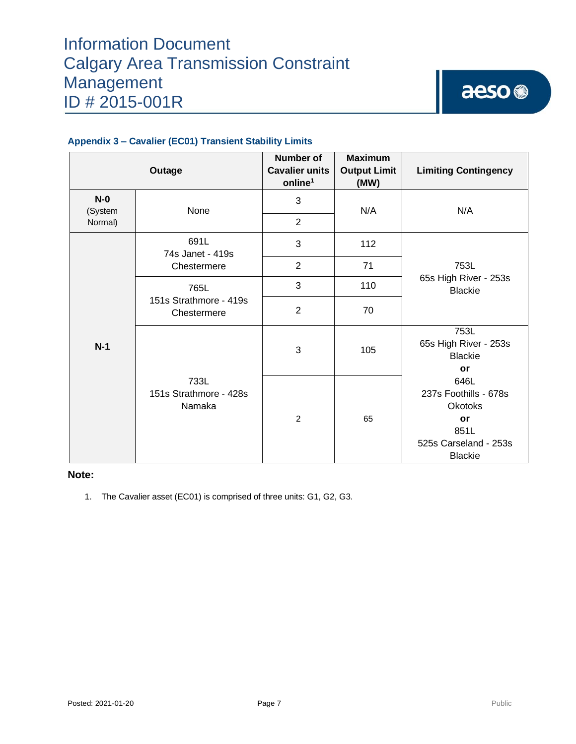### Appendix 3 – Cavalier (EC01) Transient Stability Limits

| Outage | | Number of Cavalier units online[1] | Maximum Output Limit (MW) | Limiting Contingency |
|---|---|---|---|---|
| N-0 (System Normal) | None | 3 | N/A | N/A |
| | | 2 | | |
| N-1 | 691L 74s Janet - 419s Chestermere | 3 | 112 | 753L 65s High River - 253s Blackie |
| | | 2 | 71 | |
| | 765L 151s Strathmore - 419s Chestermere | 3 | 110 | |
| | | 2 | 70 | |
| | 733L 151s Strathmore - 428s Namaka | 3 | 105 | 753L 65s High River - 253s Blackie **or** 646L 237s Foothills - 678s Okotoks **or** 851L 525s Carseland - 253s Blackie |
| | | 2 | 65 | |

**Note:**

1. The Cavalier asset (EC01) is comprised of three units: G1, G2, G3.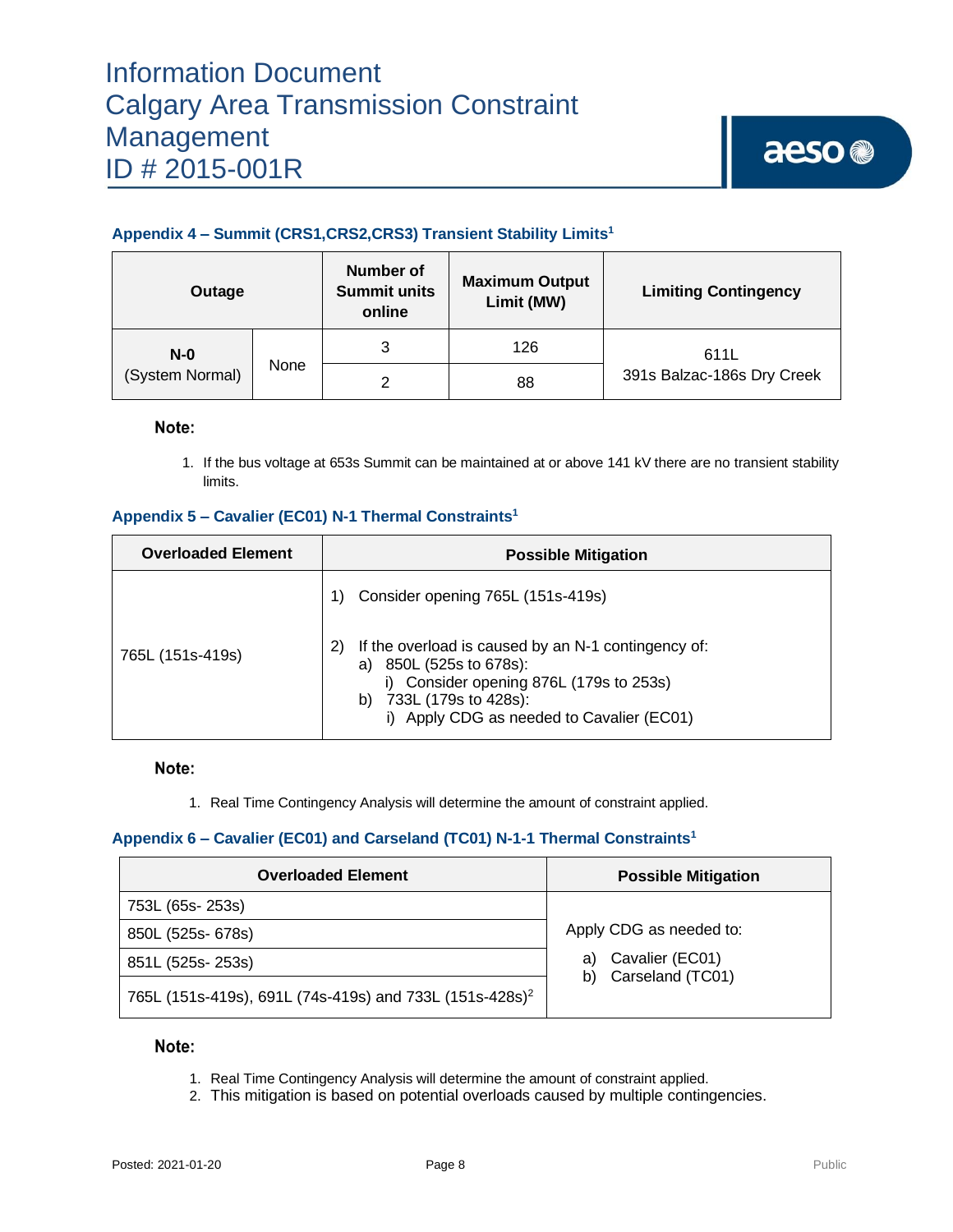### Appendix 4 – Summit (CRS1,CRS2,CRS3) Transient Stability Limits[1]

| Outage | | Number of Summit units online | Maximum Output Limit (MW) | Limiting Contingency |
|---|---|---|---|---|
| N-0 (System Normal) | None | 3 | 126 | 611L 391s Balzac-186s Dry Creek |
| | | 2 | 88 | |

**Note:**

1. If the bus voltage at 653s Summit can be maintained at or above 141 kV there are no transient stability limits.

### Appendix 5 – Cavalier (EC01) N-1 Thermal Constraints[1]

| Overloaded Element | Possible Mitigation |
|---|---|
| 765L (151s-419s) | 1) Consider opening 765L (151s-419s)<br><br>2) If the overload is caused by an N-1 contingency of:<br>a) 850L (525s to 678s):<br>i) Consider opening 876L (179s to 253s)<br>b) 733L (179s to 428s):<br>i) Apply CDG as needed to Cavalier (EC01) |

**Note:**

1. Real Time Contingency Analysis will determine the amount of constraint applied.

### Appendix 6 – Cavalier (EC01) and Carseland (TC01) N-1-1 Thermal Constraints[1]

| Overloaded Element | Possible Mitigation |
|---|---|
| 753L (65s- 253s) | Apply CDG as needed to:<br>a) Cavalier (EC01)<br>b) Carseland (TC01) |
| 850L (525s- 678s) | |
| 851L (525s- 253s) | |
| 765L (151s-419s), 691L (74s-419s) and 733L (151s-428s)[2] | |

**Note:**

1. Real Time Contingency Analysis will determine the amount of constraint applied.
2. This mitigation is based on potential overloads caused by multiple contingencies.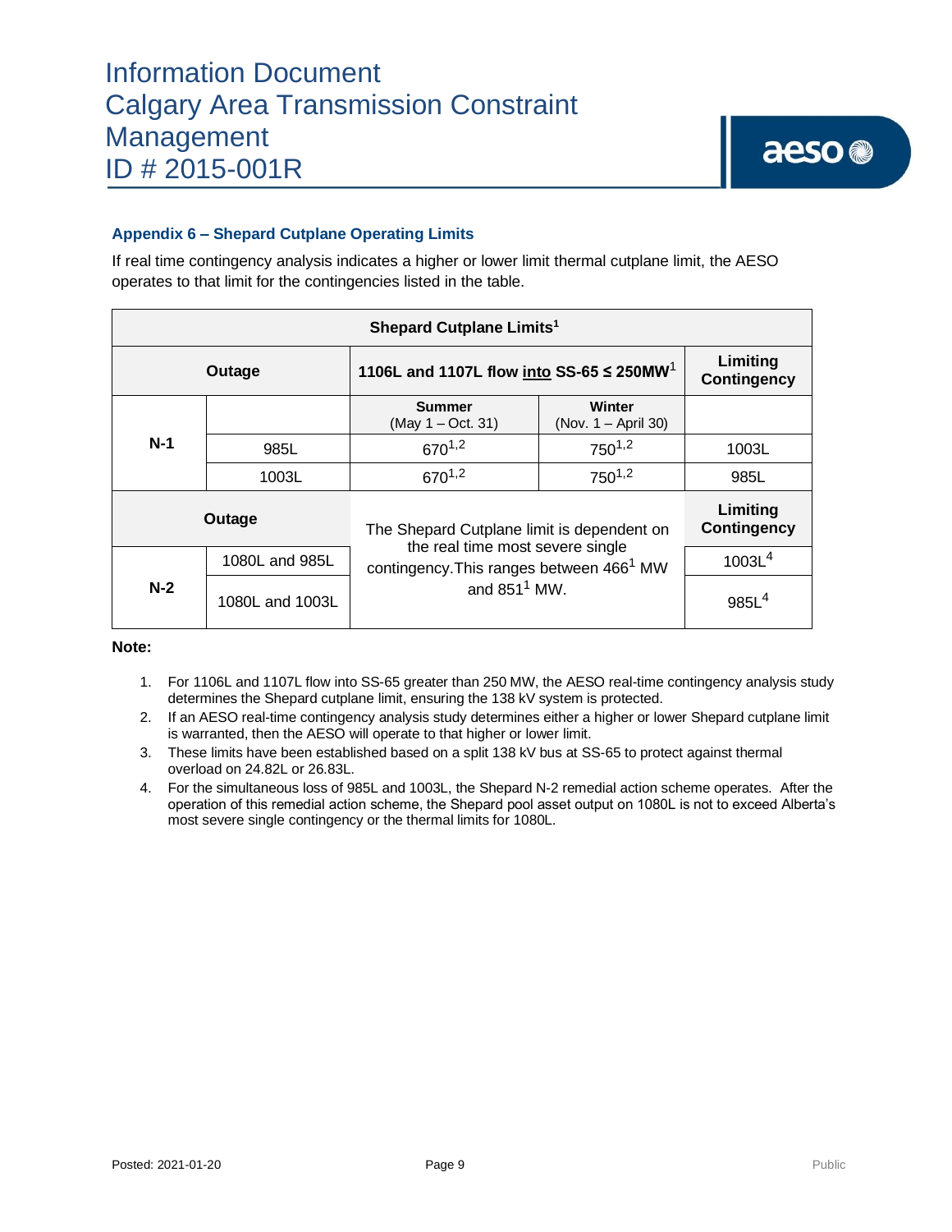## Appendix 6 – Shepard Cutplane Operating Limits

If real time contingency analysis indicates a higher or lower limit thermal cutplane limit, the AESO operates to that limit for the contingencies listed in the table.

| Shepard Cutplane Limits[1] | | | | |
|---|---|---|---|---|
| Outage | | 1106L and 1107L flow into SS-65 ≤ 250MW[1] | | Limiting Contingency |
| N-1 | | Summer (May 1 – Oct. 31) | Winter (Nov. 1 – April 30) | |
| | 985L | 670[1,2] | 750[1,2] | 1003L |
| | 1003L | 670[1,2] | 750[1,2] | 985L |
| Outage | | The Shepard Cutplane limit is dependent on the real time most severe single contingency. This ranges between 466[1] MW and 851[1] MW. | | Limiting Contingency |
| N-2 | 1080L and 985L | | | 1003L[4] |
| | 1080L and 1003L | | | 985L[4] |

**Note:**

1. For 1106L and 1107L flow into SS-65 greater than 250 MW, the AESO real-time contingency analysis study determines the Shepard cutplane limit, ensuring the 138 kV system is protected.
2. If an AESO real-time contingency analysis study determines either a higher or lower Shepard cutplane limit is warranted, then the AESO will operate to that higher or lower limit.
3. These limits have been established based on a split 138 kV bus at SS-65 to protect against thermal overload on 24.82L or 26.83L.
4. For the simultaneous loss of 985L and 1003L, the Shepard N-2 remedial action scheme operates. After the operation of this remedial action scheme, the Shepard pool asset output on 1080L is not to exceed Alberta's most severe single contingency or the thermal limits for 1080L.